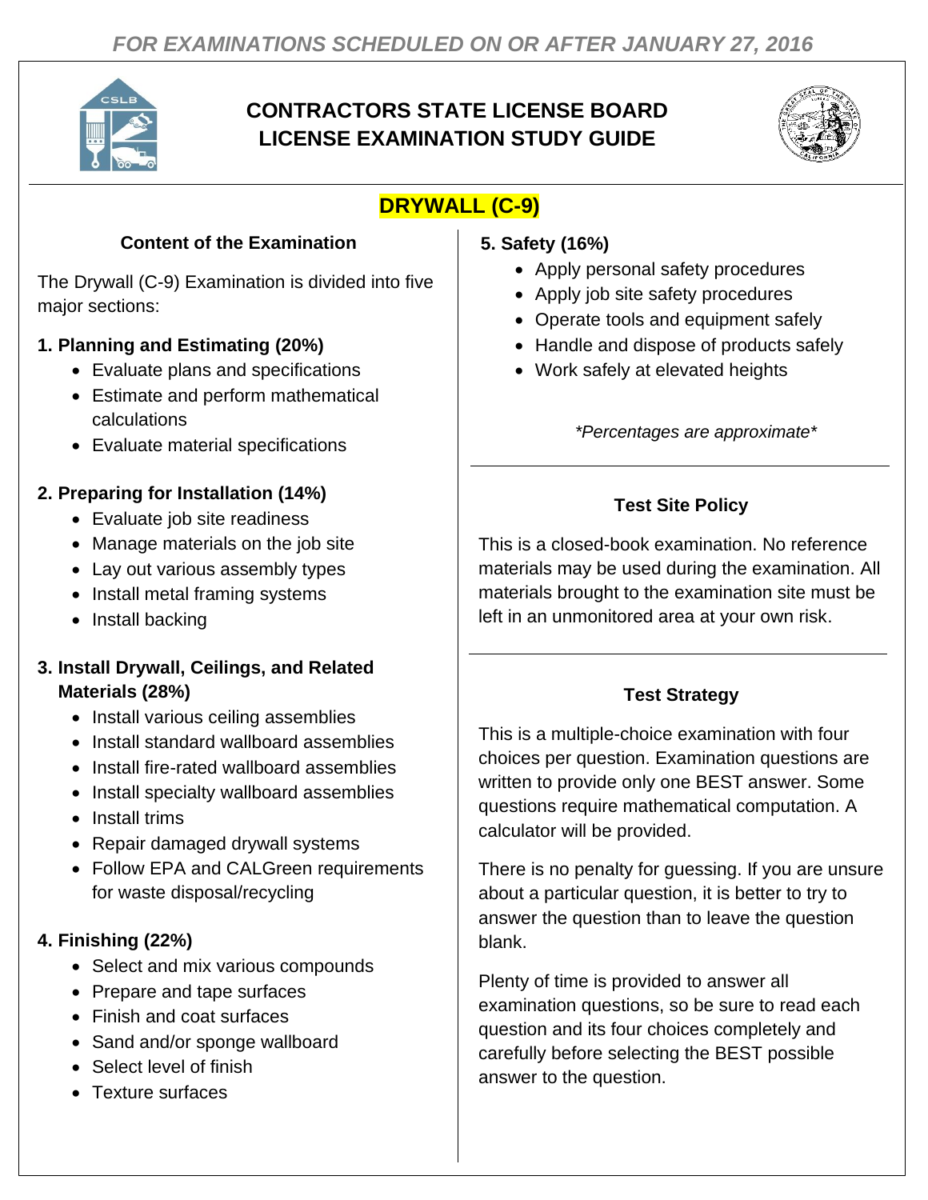*FOR EXAMINATIONS SCHEDULED ON OR AFTER JANUARY 27, 2016*

# CONTRACTORS STATE LICENSE BOARD LICENSE EXAMINATION STUDY GUIDE

## DRYWALL (C-9)

### Content of the Examination

The Drywall (C-9) Examination is divided into five major sections:

**1. Planning and Estimating (20%)**

- Evaluate plans and specifications
- Estimate and perform mathematical calculations
- Evaluate material specifications

**2. Preparing for Installation (14%)**

- Evaluate job site readiness
- Manage materials on the job site
- Lay out various assembly types
- Install metal framing systems
- Install backing

**3. Install Drywall, Ceilings, and Related Materials (28%)**

- Install various ceiling assemblies
- Install standard wallboard assemblies
- Install fire-rated wallboard assemblies
- Install specialty wallboard assemblies
- Install trims
- Repair damaged drywall systems
- Follow EPA and CALGreen requirements for waste disposal/recycling

**4. Finishing (22%)**

- Select and mix various compounds
- Prepare and tape surfaces
- Finish and coat surfaces
- Sand and/or sponge wallboard
- Select level of finish
- Texture surfaces

**5. Safety (16%)**

- Apply personal safety procedures
- Apply job site safety procedures
- Operate tools and equipment safely
- Handle and dispose of products safely
- Work safely at elevated heights

*\*Percentages are approximate\**

### Test Site Policy

This is a closed-book examination. No reference materials may be used during the examination. All materials brought to the examination site must be left in an unmonitored area at your own risk.

### Test Strategy

This is a multiple-choice examination with four choices per question. Examination questions are written to provide only one BEST answer. Some questions require mathematical computation. A calculator will be provided.

There is no penalty for guessing. If you are unsure about a particular question, it is better to try to answer the question than to leave the question blank.

Plenty of time is provided to answer all examination questions, so be sure to read each question and its four choices completely and carefully before selecting the BEST possible answer to the question.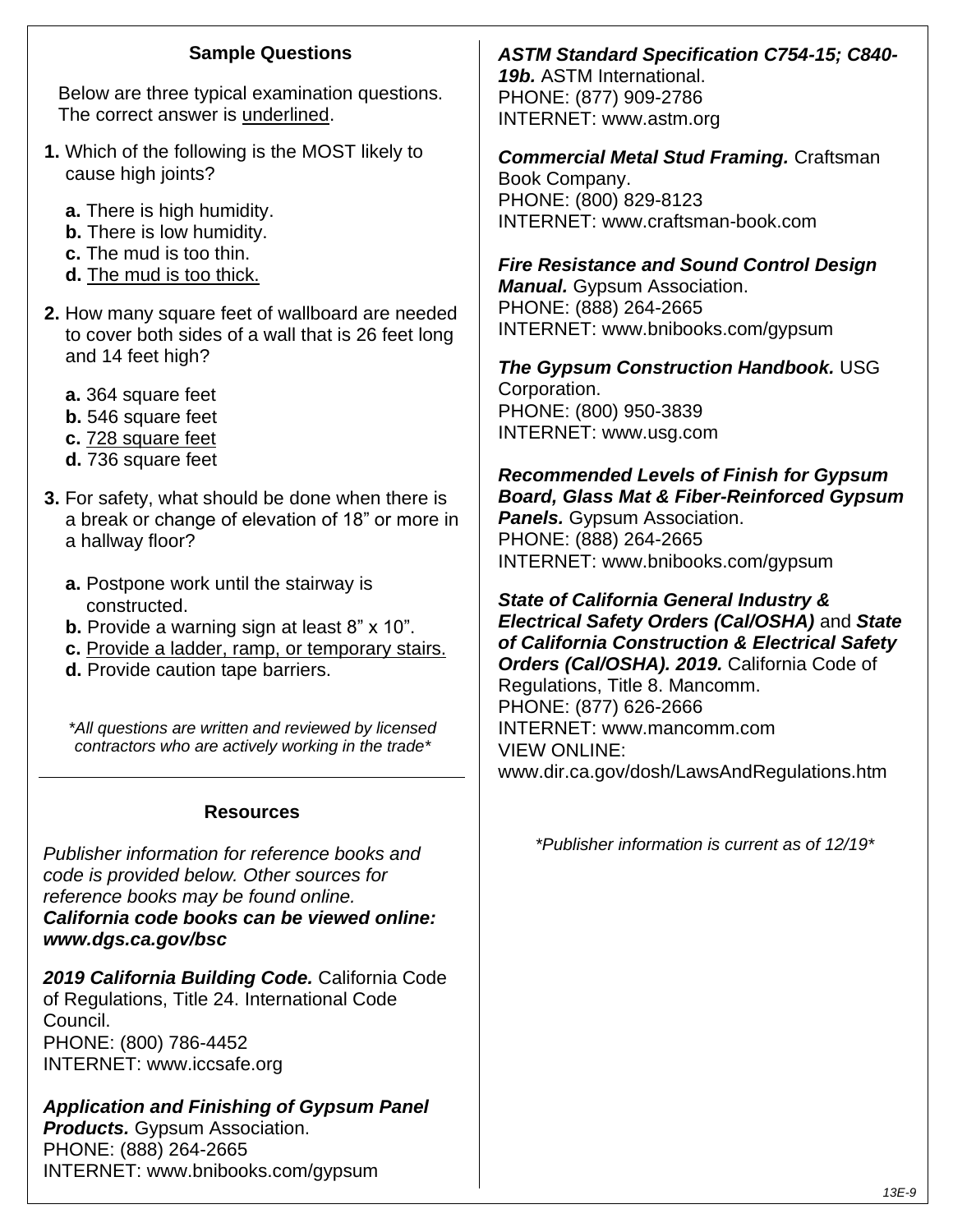## Sample Questions

Below are three typical examination questions. The correct answer is <u>underlined</u>.

**1.** Which of the following is the MOST likely to cause high joints?

- **a.** There is high humidity.
- **b.** There is low humidity.
- **c.** The mud is too thin.
- **d.** <u>The mud is too thick.</u>

**2.** How many square feet of wallboard are needed to cover both sides of a wall that is 26 feet long and 14 feet high?

- **a.** 364 square feet
- **b.** 546 square feet
- **c.** <u>728 square feet</u>
- **d.** 736 square feet

**3.** For safety, what should be done when there is a break or change of elevation of 18” or more in a hallway floor?

- **a.** Postpone work until the stairway is constructed.
- **b.** Provide a warning sign at least 8” x 10”.
- **c.** <u>Provide a ladder, ramp, or temporary stairs.</u>
- **d.** Provide caution tape barriers.

*\*All questions are written and reviewed by licensed contractors who are actively working in the trade\**

## Resources

*Publisher information for reference books and code is provided below. Other sources for reference books may be found online.*
***California code books can be viewed online: www.dgs.ca.gov/bsc***

***2019 California Building Code.*** California Code of Regulations, Title 24. International Code Council.
PHONE: (800) 786-4452
INTERNET: www.iccsafe.org

***Application and Finishing of Gypsum Panel Products.*** Gypsum Association.
PHONE: (888) 264-2665
INTERNET: www.bnibooks.com/gypsum

***ASTM Standard Specification C754-15; C840-19b.*** ASTM International.
PHONE: (877) 909-2786
INTERNET: www.astm.org

***Commercial Metal Stud Framing.*** Craftsman Book Company.
PHONE: (800) 829-8123
INTERNET: www.craftsman-book.com

***Fire Resistance and Sound Control Design Manual.*** Gypsum Association.
PHONE: (888) 264-2665
INTERNET: www.bnibooks.com/gypsum

***The Gypsum Construction Handbook.*** USG Corporation.
PHONE: (800) 950-3839
INTERNET: www.usg.com

***Recommended Levels of Finish for Gypsum Board, Glass Mat & Fiber-Reinforced Gypsum Panels.*** Gypsum Association.
PHONE: (888) 264-2665
INTERNET: www.bnibooks.com/gypsum

***State of California General Industry & Electrical Safety Orders (Cal/OSHA)*** and ***State of California Construction & Electrical Safety Orders (Cal/OSHA). 2019.*** California Code of Regulations, Title 8. Mancomm.
PHONE: (877) 626-2666
INTERNET: www.mancomm.com
VIEW ONLINE:
www.dir.ca.gov/dosh/LawsAndRegulations.htm

*\*Publisher information is current as of 12/19\**